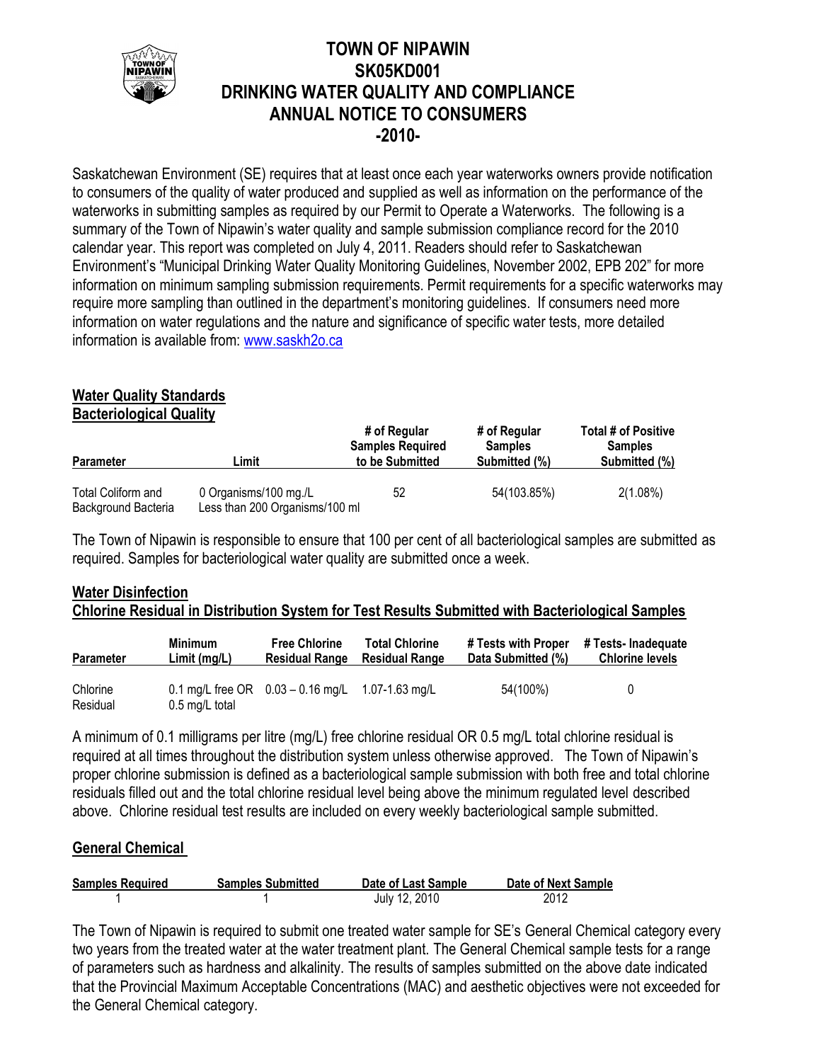# TOWN OF NIPAWIN
# SK05KD001
# DRINKING WATER QUALITY AND COMPLIANCE
# ANNUAL NOTICE TO CONSUMERS
# -2010-

Saskatchewan Environment (SE) requires that at least once each year waterworks owners provide notification to consumers of the quality of water produced and supplied as well as information on the performance of the waterworks in submitting samples as required by our Permit to Operate a Waterworks. The following is a summary of the Town of Nipawin's water quality and sample submission compliance record for the 2010 calendar year. This report was completed on July 4, 2011. Readers should refer to Saskatchewan Environment's "Municipal Drinking Water Quality Monitoring Guidelines, November 2002, EPB 202" for more information on minimum sampling submission requirements. Permit requirements for a specific waterworks may require more sampling than outlined in the department's monitoring guidelines. If consumers need more information on water regulations and the nature and significance of specific water tests, more detailed information is available from: www.saskh2o.ca

## Water Quality Standards

### Bacteriological Quality

| Parameter | Limit | # of Regular Samples Required to be Submitted | # of Regular Samples Submitted (%) | Total # of Positive Samples Submitted (%) |
|---|---|---|---|---|
| Total Coliform and Background Bacteria | 0 Organisms/100 mg./L Less than 200 Organisms/100 ml | 52 | 54(103.85%) | 2(1.08%) |

The Town of Nipawin is responsible to ensure that 100 per cent of all bacteriological samples are submitted as required. Samples for bacteriological water quality are submitted once a week.

## Water Disinfection

### Chlorine Residual in Distribution System for Test Results Submitted with Bacteriological Samples

| Parameter | Minimum Limit (mg/L) | Free Chlorine Residual Range | Total Chlorine Residual Range | # Tests with Proper Data Submitted (%) | # Tests- Inadequate Chlorine levels |
|---|---|---|---|---|---|
| Chlorine Residual | 0.1 mg/L free OR 0.5 mg/L total | 0.03 – 0.16 mg/L | 1.07-1.63 mg/L | 54(100%) | 0 |

A minimum of 0.1 milligrams per litre (mg/L) free chlorine residual OR 0.5 mg/L total chlorine residual is required at all times throughout the distribution system unless otherwise approved. The Town of Nipawin's proper chlorine submission is defined as a bacteriological sample submission with both free and total chlorine residuals filled out and the total chlorine residual level being above the minimum regulated level described above. Chlorine residual test results are included on every weekly bacteriological sample submitted.

## General Chemical

| Samples Required | Samples Submitted | Date of Last Sample | Date of Next Sample |
|---|---|---|---|
| 1 | 1 | July 12, 2010 | 2012 |

The Town of Nipawin is required to submit one treated water sample for SE's General Chemical category every two years from the treated water at the water treatment plant. The General Chemical sample tests for a range of parameters such as hardness and alkalinity. The results of samples submitted on the above date indicated that the Provincial Maximum Acceptable Concentrations (MAC) and aesthetic objectives were not exceeded for the General Chemical category.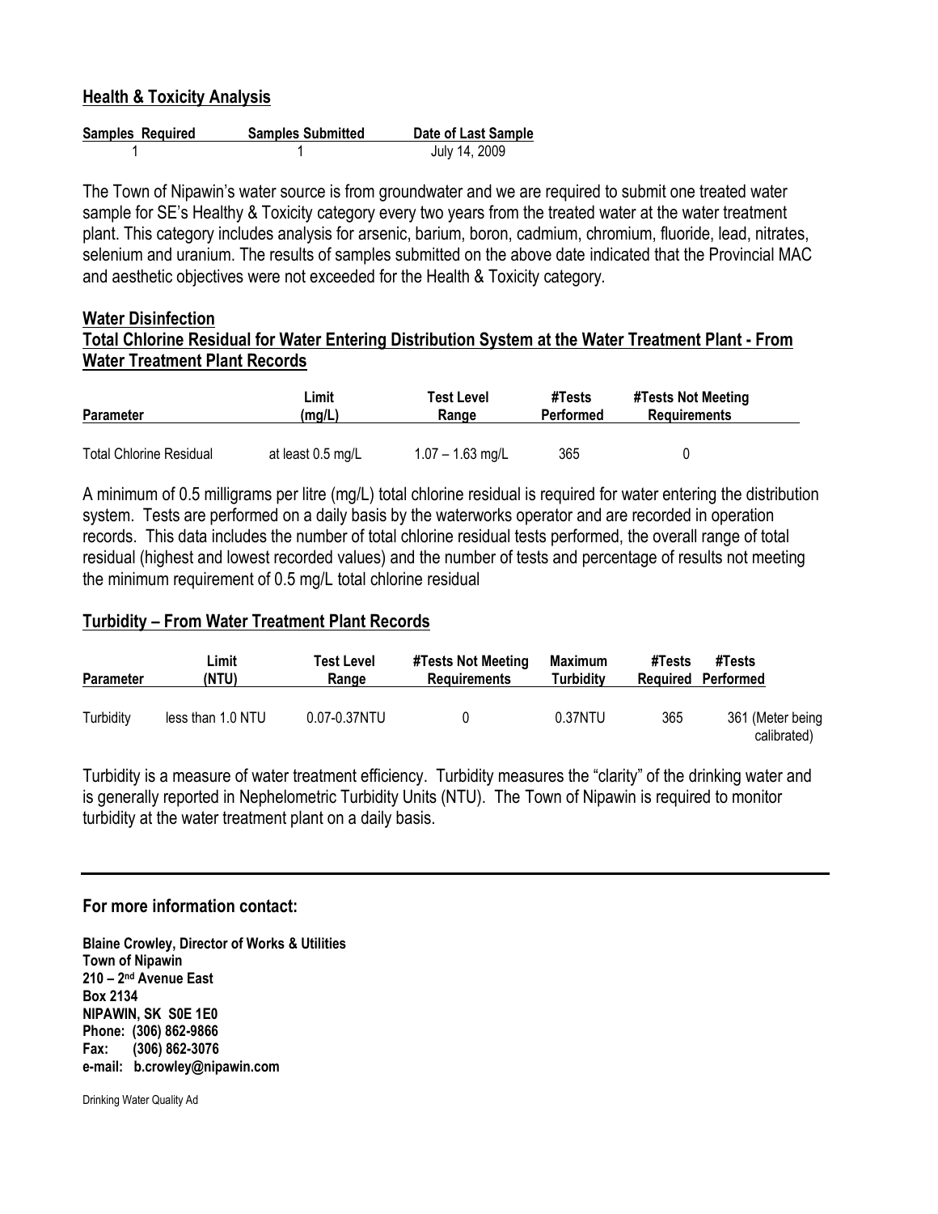## Health & Toxicity Analysis

| Samples Required | Samples Submitted | Date of Last Sample |
|---|---|---|
| 1 | 1 | July 14, 2009 |

The Town of Nipawin's water source is from groundwater and we are required to submit one treated water sample for SE's Healthy & Toxicity category every two years from the treated water at the water treatment plant. This category includes analysis for arsenic, barium, boron, cadmium, chromium, fluoride, lead, nitrates, selenium and uranium. The results of samples submitted on the above date indicated that the Provincial MAC and aesthetic objectives were not exceeded for the Health & Toxicity category.

## Water Disinfection

### Total Chlorine Residual for Water Entering Distribution System at the Water Treatment Plant - From Water Treatment Plant Records

| Parameter | Limit (mg/L) | Test Level Range | #Tests Performed | #Tests Not Meeting Requirements |
|---|---|---|---|---|
| Total Chlorine Residual | at least 0.5 mg/L | 1.07 – 1.63 mg/L | 365 | 0 |

A minimum of 0.5 milligrams per litre (mg/L) total chlorine residual is required for water entering the distribution system. Tests are performed on a daily basis by the waterworks operator and are recorded in operation records. This data includes the number of total chlorine residual tests performed, the overall range of total residual (highest and lowest recorded values) and the number of tests and percentage of results not meeting the minimum requirement of 0.5 mg/L total chlorine residual

## Turbidity – From Water Treatment Plant Records

| Parameter | Limit (NTU) | Test Level Range | #Tests Not Meeting Requirements | Maximum Turbidity | #Tests Required | #Tests Performed |
|---|---|---|---|---|---|---|
| Turbidity | less than 1.0 NTU | 0.07-0.37NTU | 0 | 0.37NTU | 365 | 361 (Meter being calibrated) |

Turbidity is a measure of water treatment efficiency. Turbidity measures the "clarity" of the drinking water and is generally reported in Nephelometric Turbidity Units (NTU). The Town of Nipawin is required to monitor turbidity at the water treatment plant on a daily basis.

---

### For more information contact:

**Blaine Crowley, Director of Works & Utilities**
**Town of Nipawin**
**210 – 2nd Avenue East**
**Box 2134**
**NIPAWIN, SK S0E 1E0**
**Phone: (306) 862-9866**
**Fax: (306) 862-3076**
**e-mail: b.crowley@nipawin.com**

Drinking Water Quality Ad